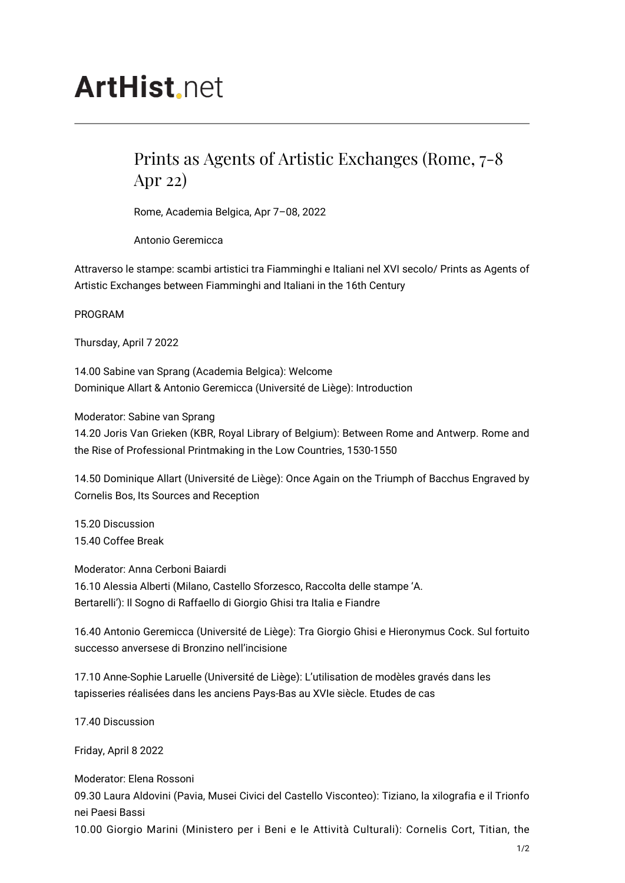# ArtHist.net

## Prints as Agents of Artistic Exchanges (Rome, 7-8 Apr 22)

Rome, Academia Belgica, Apr 7–08, 2022

Antonio Geremicca

Attraverso le stampe: scambi artistici tra Fiamminghi e Italiani nel XVI secolo/ Prints as Agents of Artistic Exchanges between Fiamminghi and Italiani in the 16th Century

PROGRAM

Thursday, April 7 2022

14.00 Sabine van Sprang (Academia Belgica): Welcome
Dominique Allart & Antonio Geremicca (Université de Liège): Introduction

Moderator: Sabine van Sprang
14.20 Joris Van Grieken (KBR, Royal Library of Belgium): Between Rome and Antwerp. Rome and the Rise of Professional Printmaking in the Low Countries, 1530-1550

14.50 Dominique Allart (Université de Liège): Once Again on the Triumph of Bacchus Engraved by Cornelis Bos, Its Sources and Reception

15.20 Discussion
15.40 Coffee Break

Moderator: Anna Cerboni Baiardi
16.10 Alessia Alberti (Milano, Castello Sforzesco, Raccolta delle stampe 'A. Bertarelli'): Il Sogno di Raffaello di Giorgio Ghisi tra Italia e Fiandre

16.40 Antonio Geremicca (Université de Liège): Tra Giorgio Ghisi e Hieronymus Cock. Sul fortuito successo anversese di Bronzino nell'incisione

17.10 Anne-Sophie Laruelle (Université de Liège): L'utilisation de modèles gravés dans les tapisseries réalisées dans les anciens Pays-Bas au XVIe siècle. Etudes de cas

17.40 Discussion

Friday, April 8 2022

Moderator: Elena Rossoni
09.30 Laura Aldovini (Pavia, Musei Civici del Castello Visconteo): Tiziano, la xilografia e il Trionfo nei Paesi Bassi
10.00 Giorgio Marini (Ministero per i Beni e le Attività Culturali): Cornelis Cort, Titian, the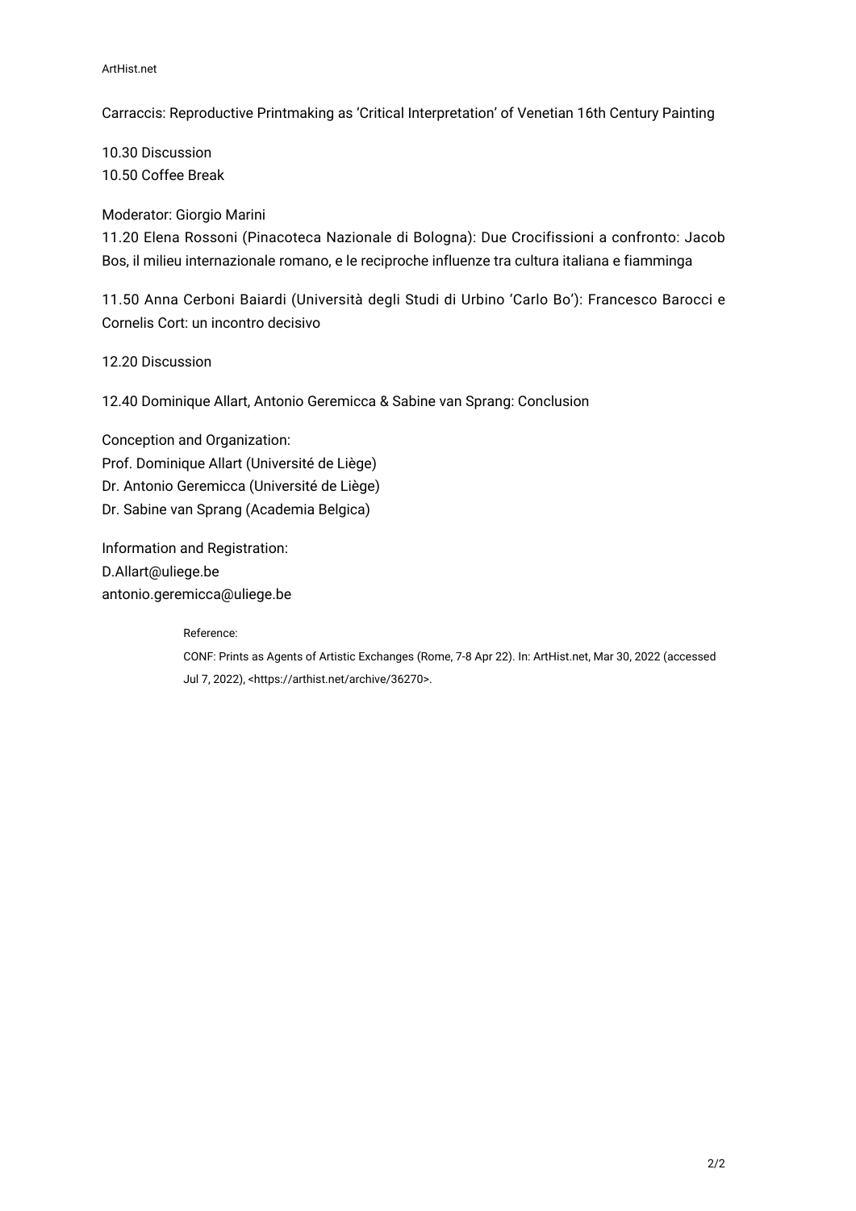Carraccis: Reproductive Printmaking as 'Critical Interpretation' of Venetian 16th Century Painting

10.30 Discussion
10.50 Coffee Break

Moderator: Giorgio Marini
11.20 Elena Rossoni (Pinacoteca Nazionale di Bologna): Due Crocifissioni a confronto: Jacob Bos, il milieu internazionale romano, e le reciproche influenze tra cultura italiana e fiamminga

11.50 Anna Cerboni Baiardi (Università degli Studi di Urbino 'Carlo Bo'): Francesco Barocci e Cornelis Cort: un incontro decisivo

12.20 Discussion

12.40 Dominique Allart, Antonio Geremicca & Sabine van Sprang: Conclusion

Conception and Organization:
Prof. Dominique Allart (Université de Liège)
Dr. Antonio Geremicca (Université de Liège)
Dr. Sabine van Sprang (Academia Belgica)

Information and Registration:
D.Allart@uliege.be
antonio.geremicca@uliege.be

Reference:

CONF: Prints as Agents of Artistic Exchanges (Rome, 7-8 Apr 22). In: ArtHist.net, Mar 30, 2022 (accessed Jul 7, 2022), <https://arthist.net/archive/36270>.